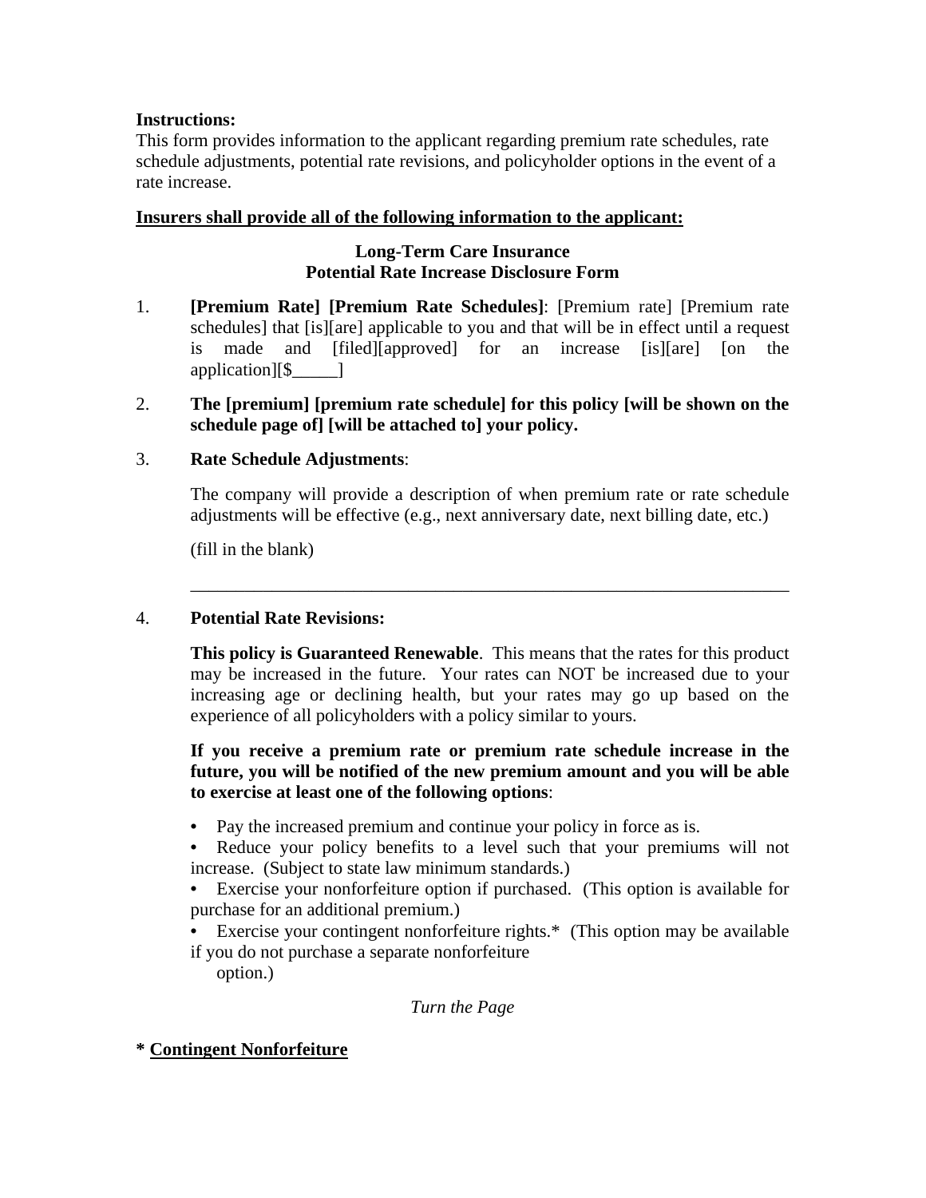**Instructions:**
This form provides information to the applicant regarding premium rate schedules, rate schedule adjustments, potential rate revisions, and policyholder options in the event of a rate increase.

**Insurers shall provide all of the following information to the applicant:**

**Long-Term Care Insurance**
**Potential Rate Increase Disclosure Form**

1. **[Premium Rate] [Premium Rate Schedules]**: [Premium rate] [Premium rate schedules] that [is][are] applicable to you and that will be in effect until a request is made and [filed][approved] for an increase [is][are] [on the application][$_____]

2. **The [premium] [premium rate schedule] for this policy [will be shown on the schedule page of] [will be attached to] your policy.**

3. **Rate Schedule Adjustments**:

   The company will provide a description of when premium rate or rate schedule adjustments will be effective (e.g., next anniversary date, next billing date, etc.)

   (fill in the blank)

   _______________________________________________________________________

4. **Potential Rate Revisions:**

   **This policy is Guaranteed Renewable**. This means that the rates for this product may be increased in the future. Your rates can NOT be increased due to your increasing age or declining health, but your rates may go up based on the experience of all policyholders with a policy similar to yours.

   **If you receive a premium rate or premium rate schedule increase in the future, you will be notified of the new premium amount and you will be able to exercise at least one of the following options**:

   - Pay the increased premium and continue your policy in force as is.
   - Reduce your policy benefits to a level such that your premiums will not increase. (Subject to state law minimum standards.)
   - Exercise your nonforfeiture option if purchased. (This option is available for purchase for an additional premium.)
   - Exercise your contingent nonforfeiture rights.* (This option may be available if you do not purchase a separate nonforfeiture option.)

*Turn the Page*

**\* Contingent Nonforfeiture**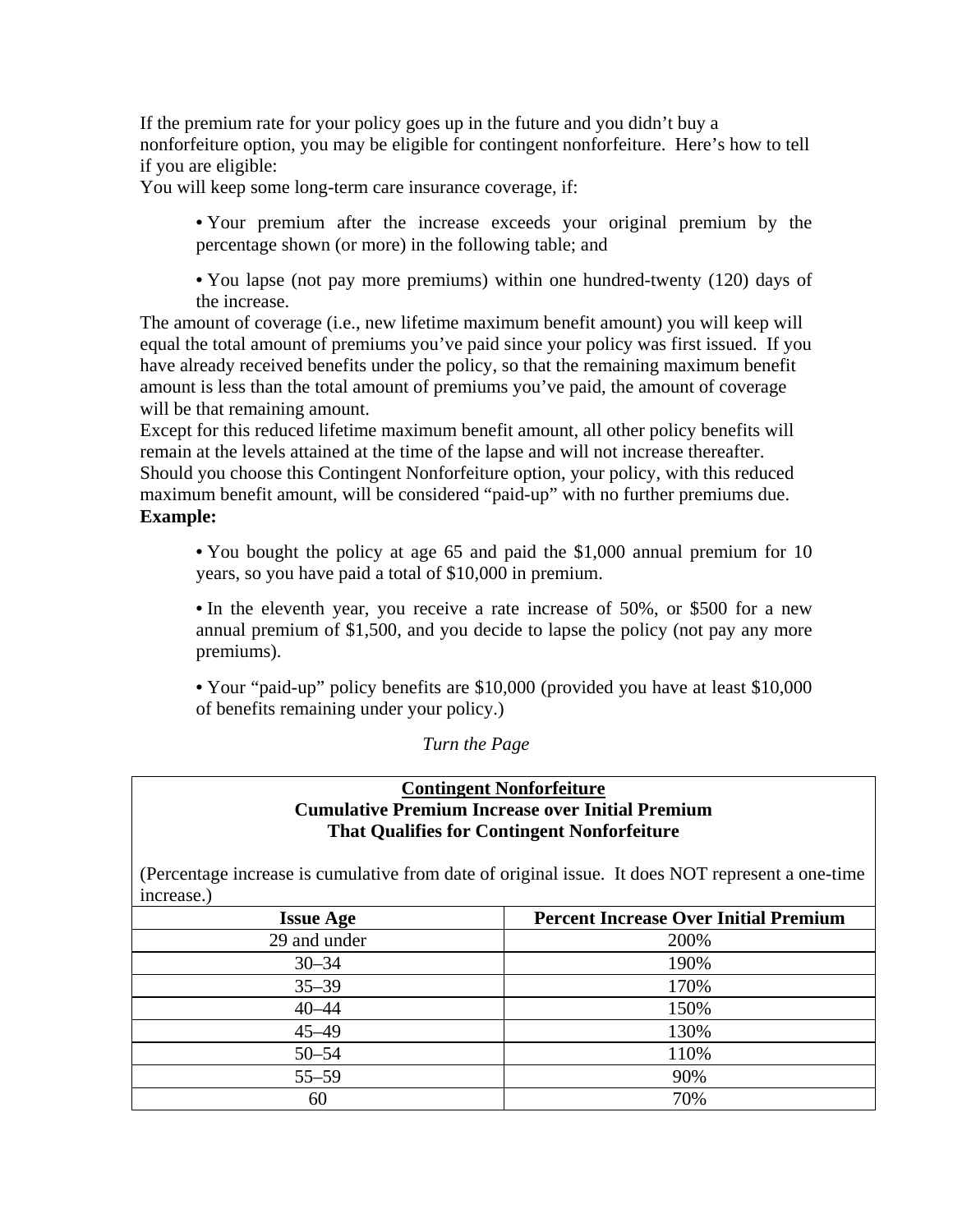If the premium rate for your policy goes up in the future and you didn't buy a nonforfeiture option, you may be eligible for contingent nonforfeiture. Here's how to tell if you are eligible:

You will keep some long-term care insurance coverage, if:

- Your premium after the increase exceeds your original premium by the percentage shown (or more) in the following table; and
- You lapse (not pay more premiums) within one hundred-twenty (120) days of the increase.

The amount of coverage (i.e., new lifetime maximum benefit amount) you will keep will equal the total amount of premiums you've paid since your policy was first issued. If you have already received benefits under the policy, so that the remaining maximum benefit amount is less than the total amount of premiums you've paid, the amount of coverage will be that remaining amount.

Except for this reduced lifetime maximum benefit amount, all other policy benefits will remain at the levels attained at the time of the lapse and will not increase thereafter.

Should you choose this Contingent Nonforfeiture option, your policy, with this reduced maximum benefit amount, will be considered "paid-up" with no further premiums due.

**Example:**

- You bought the policy at age 65 and paid the $1,000 annual premium for 10 years, so you have paid a total of $10,000 in premium.
- In the eleventh year, you receive a rate increase of 50%, or $500 for a new annual premium of $1,500, and you decide to lapse the policy (not pay any more premiums).
- Your "paid-up" policy benefits are $10,000 (provided you have at least $10,000 of benefits remaining under your policy.)

*Turn the Page*

**Contingent Nonforfeiture**
**Cumulative Premium Increase over Initial Premium**
**That Qualifies for Contingent Nonforfeiture**

(Percentage increase is cumulative from date of original issue. It does NOT represent a one-time increase.)

| Issue Age | Percent Increase Over Initial Premium |
|---|---|
| 29 and under | 200% |
| 30–34 | 190% |
| 35–39 | 170% |
| 40–44 | 150% |
| 45–49 | 130% |
| 50–54 | 110% |
| 55–59 | 90% |
| 60 | 70% |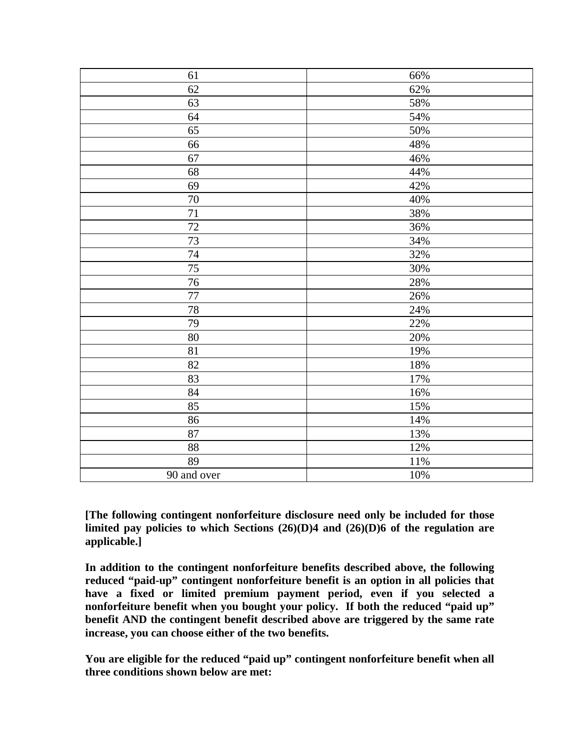| | |
|---|---|
| 61 | 66% |
| 62 | 62% |
| 63 | 58% |
| 64 | 54% |
| 65 | 50% |
| 66 | 48% |
| 67 | 46% |
| 68 | 44% |
| 69 | 42% |
| 70 | 40% |
| 71 | 38% |
| 72 | 36% |
| 73 | 34% |
| 74 | 32% |
| 75 | 30% |
| 76 | 28% |
| 77 | 26% |
| 78 | 24% |
| 79 | 22% |
| 80 | 20% |
| 81 | 19% |
| 82 | 18% |
| 83 | 17% |
| 84 | 16% |
| 85 | 15% |
| 86 | 14% |
| 87 | 13% |
| 88 | 12% |
| 89 | 11% |
| 90 and over | 10% |

**[The following contingent nonforfeiture disclosure need only be included for those limited pay policies to which Sections (26)(D)4 and (26)(D)6 of the regulation are applicable.]**

**In addition to the contingent nonforfeiture benefits described above, the following reduced "paid-up" contingent nonforfeiture benefit is an option in all policies that have a fixed or limited premium payment period, even if you selected a nonforfeiture benefit when you bought your policy. If both the reduced "paid up" benefit AND the contingent benefit described above are triggered by the same rate increase, you can choose either of the two benefits.**

**You are eligible for the reduced "paid up" contingent nonforfeiture benefit when all three conditions shown below are met:**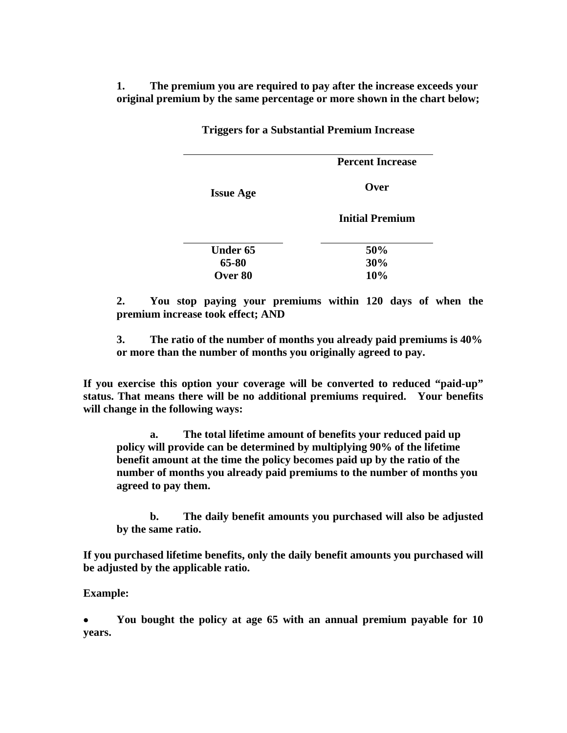**1. The premium you are required to pay after the increase exceeds your original premium by the same percentage or more shown in the chart below;**

**Triggers for a Substantial Premium Increase**

| **Issue Age** | **Percent Increase Over Initial Premium** |
|---|---|
| **Under 65** | **50%** |
| **65-80** | **30%** |
| **Over 80** | **10%** |

**2. You stop paying your premiums within 120 days of when the premium increase took effect; AND**

**3. The ratio of the number of months you already paid premiums is 40% or more than the number of months you originally agreed to pay.**

**If you exercise this option your coverage will be converted to reduced "paid-up" status. That means there will be no additional premiums required. Your benefits will change in the following ways:**

**a. The total lifetime amount of benefits your reduced paid up policy will provide can be determined by multiplying 90% of the lifetime benefit amount at the time the policy becomes paid up by the ratio of the number of months you already paid premiums to the number of months you agreed to pay them.**

**b. The daily benefit amounts you purchased will also be adjusted by the same ratio.**

**If you purchased lifetime benefits, only the daily benefit amounts you purchased will be adjusted by the applicable ratio.**

**Example:**

- **You bought the policy at age 65 with an annual premium payable for 10 years.**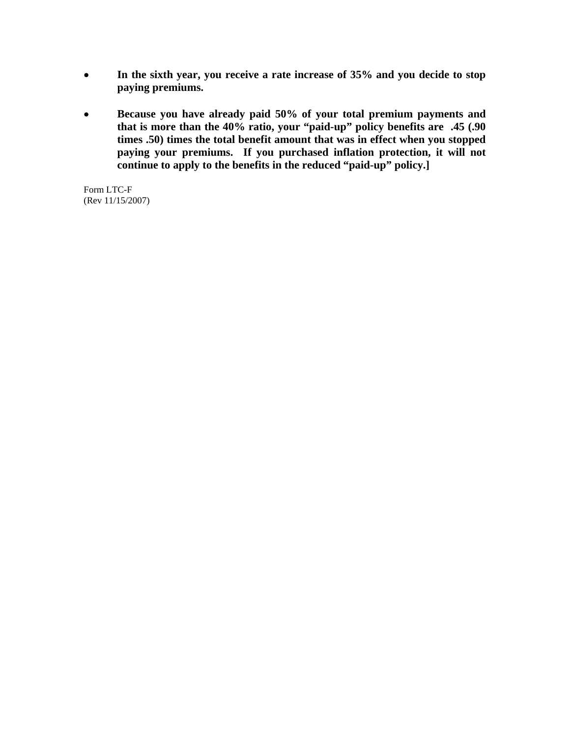- **In the sixth year, you receive a rate increase of 35% and you decide to stop paying premiums.**

- **Because you have already paid 50% of your total premium payments and that is more than the 40% ratio, your "paid-up" policy benefits are .45 (.90 times .50) times the total benefit amount that was in effect when you stopped paying your premiums. If you purchased inflation protection, it will not continue to apply to the benefits in the reduced "paid-up" policy.]**

Form LTC-F
(Rev 11/15/2007)